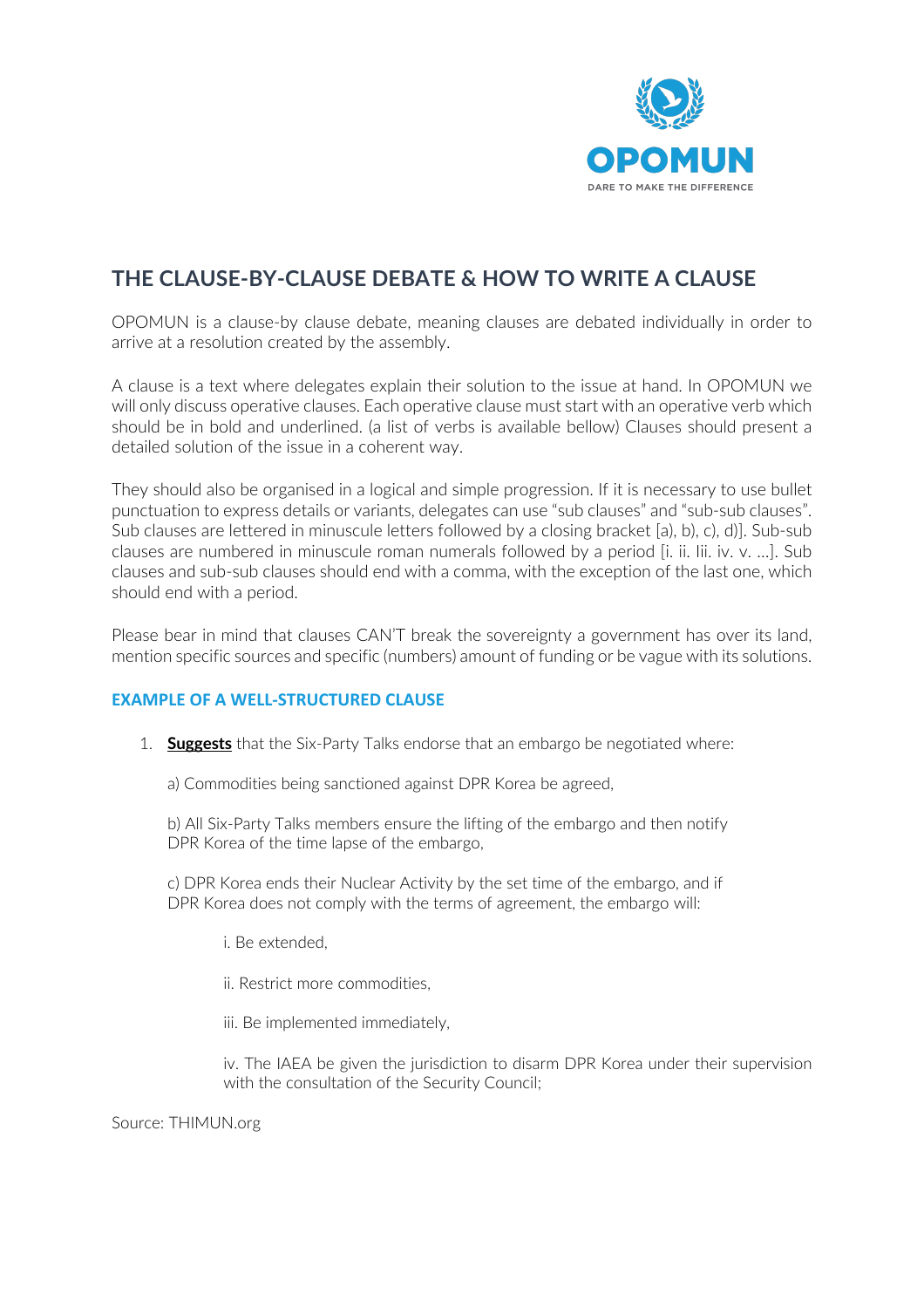# THE CLAUSE-BY-CLAUSE DEBATE & HOW TO WRITE A CLAUSE

OPOMUN is a clause-by clause debate, meaning clauses are debated individually in order to arrive at a resolution created by the assembly.

A clause is a text where delegates explain their solution to the issue at hand. In OPOMUN we will only discuss operative clauses. Each operative clause must start with an operative verb which should be in bold and underlined. (a list of verbs is available bellow) Clauses should present a detailed solution of the issue in a coherent way.

They should also be organised in a logical and simple progression. If it is necessary to use bullet punctuation to express details or variants, delegates can use "sub clauses" and "sub-sub clauses". Sub clauses are lettered in minuscule letters followed by a closing bracket [a), b), c), d)]. Sub-sub clauses are numbered in minuscule roman numerals followed by a period [i. ii. Iii. iv. v. ...]. Sub clauses and sub-sub clauses should end with a comma, with the exception of the last one, which should end with a period.

Please bear in mind that clauses CAN'T break the sovereignty a government has over its land, mention specific sources and specific (numbers) amount of funding or be vague with its solutions.

### EXAMPLE OF A WELL-STRUCTURED CLAUSE

1. <u>**Suggests**</u> that the Six-Party Talks endorse that an embargo be negotiated where:

   a) Commodities being sanctioned against DPR Korea be agreed,

   b) All Six-Party Talks members ensure the lifting of the embargo and then notify DPR Korea of the time lapse of the embargo,

   c) DPR Korea ends their Nuclear Activity by the set time of the embargo, and if DPR Korea does not comply with the terms of agreement, the embargo will:

      i. Be extended,

      ii. Restrict more commodities,

      iii. Be implemented immediately,

      iv. The IAEA be given the jurisdiction to disarm DPR Korea under their supervision with the consultation of the Security Council;

Source: THIMUN.org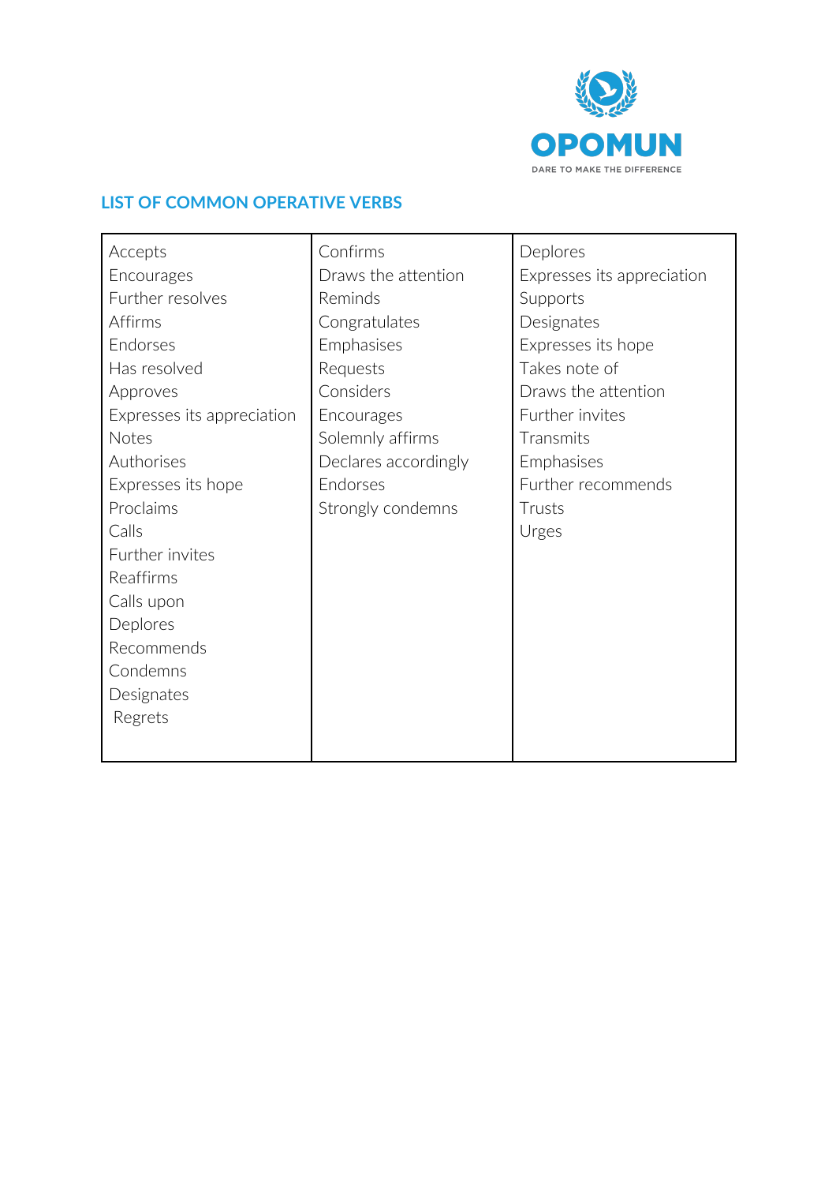## LIST OF COMMON OPERATIVE VERBS

| | | |
|---|---|---|
| Accepts | Confirms | Deplores |
| Encourages | Draws the attention | Expresses its appreciation |
| Further resolves | Reminds | Supports |
| Affirms | Congratulates | Designates |
| Endorses | Emphasises | Expresses its hope |
| Has resolved | Requests | Takes note of |
| Approves | Considers | Draws the attention |
| Expresses its appreciation | Encourages | Further invites |
| Notes | Solemnly affirms | Transmits |
| Authorises | Declares accordingly | Emphasises |
| Expresses its hope | Endorses | Further recommends |
| Proclaims | Strongly condemns | Trusts |
| Calls | | Urges |
| Further invites | | |
| Reaffirms | | |
| Calls upon | | |
| Deplores | | |
| Recommends | | |
| Condemns | | |
| Designates | | |
| Regrets | | |